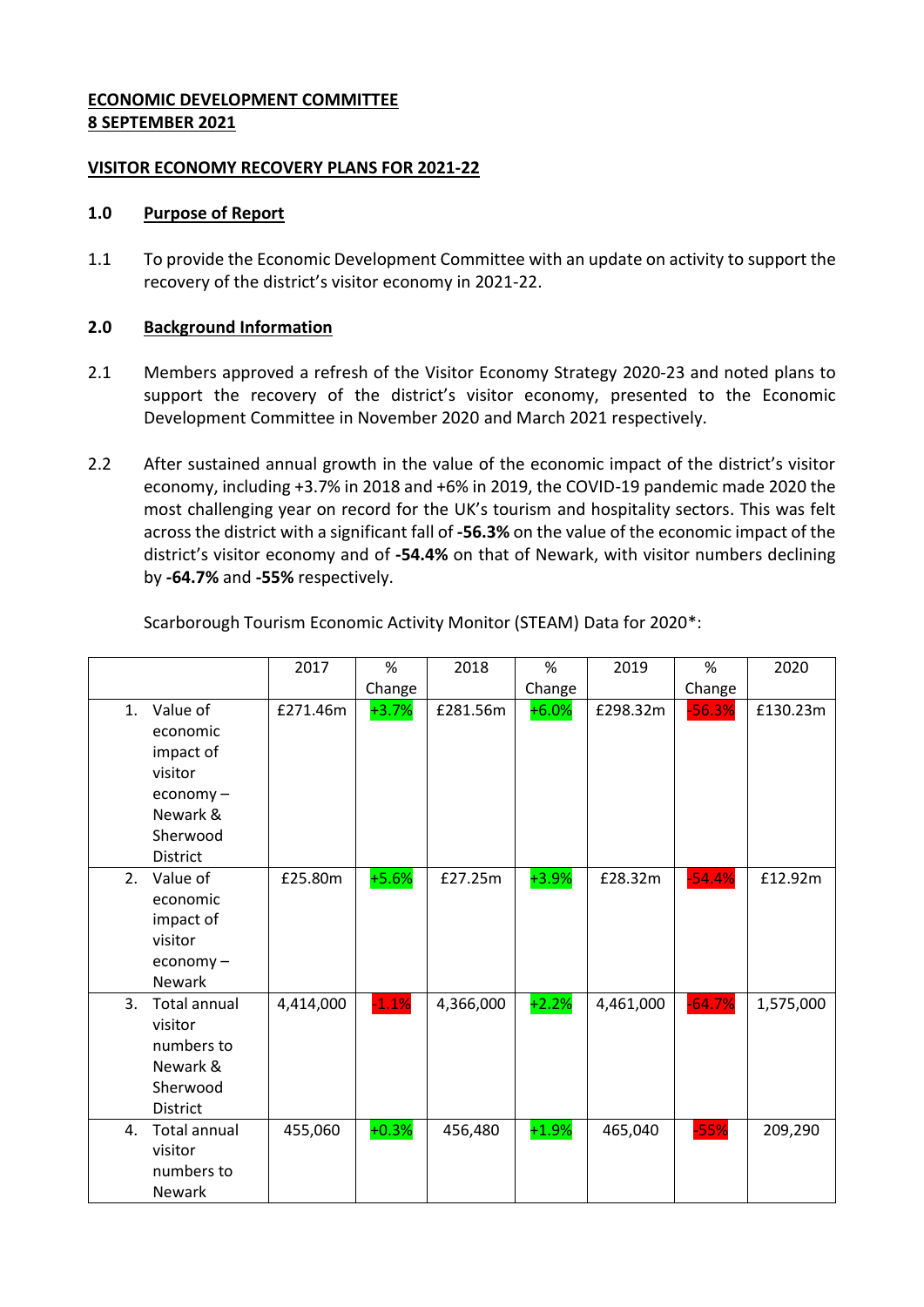**ECONOMIC DEVELOPMENT COMMITTEE**
**8 SEPTEMBER 2021**

**VISITOR ECONOMY RECOVERY PLANS FOR 2021-22**

## 1.0 Purpose of Report

1.1 To provide the Economic Development Committee with an update on activity to support the recovery of the district's visitor economy in 2021-22.

## 2.0 Background Information

2.1 Members approved a refresh of the Visitor Economy Strategy 2020-23 and noted plans to support the recovery of the district's visitor economy, presented to the Economic Development Committee in November 2020 and March 2021 respectively.

2.2 After sustained annual growth in the value of the economic impact of the district's visitor economy, including +3.7% in 2018 and +6% in 2019, the COVID-19 pandemic made 2020 the most challenging year on record for the UK's tourism and hospitality sectors. This was felt across the district with a significant fall of **-56.3%** on the value of the economic impact of the district's visitor economy and of **-54.4%** on that of Newark, with visitor numbers declining by **-64.7%** and **-55%** respectively.

Scarborough Tourism Economic Activity Monitor (STEAM) Data for 2020*:

| | 2017 | % Change | 2018 | % Change | 2019 | % Change | 2020 |
|---|---|---|---|---|---|---|---|
| 1. Value of economic impact of visitor economy – Newark & Sherwood District | £271.46m | +3.7% | £281.56m | +6.0% | £298.32m | -56.3% | £130.23m |
| 2. Value of economic impact of visitor economy – Newark | £25.80m | +5.6% | £27.25m | +3.9% | £28.32m | -54.4% | £12.92m |
| 3. Total annual visitor numbers to Newark & Sherwood District | 4,414,000 | -1.1% | 4,366,000 | +2.2% | 4,461,000 | -64.7% | 1,575,000 |
| 4. Total annual visitor numbers to Newark | 455,060 | +0.3% | 456,480 | +1.9% | 465,040 | -55% | 209,290 |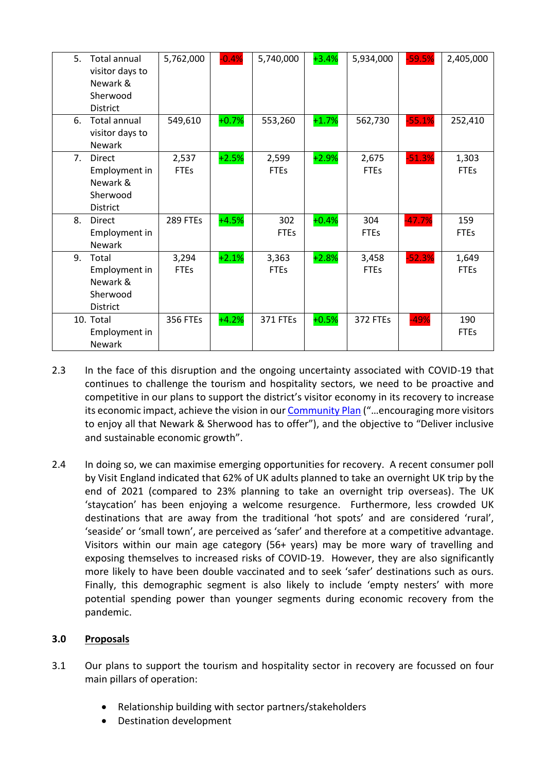|  |  |  |  |  |  |  |  |
|---|---|---|---|---|---|---|---|
| 5. Total annual visitor days to Newark & Sherwood District | 5,762,000 | -0.4% | 5,740,000 | +3.4% | 5,934,000 | -59.5% | 2,405,000 |
| 6. Total annual visitor days to Newark | 549,610 | +0.7% | 553,260 | +1.7% | 562,730 | -55.1% | 252,410 |
| 7. Direct Employment in Newark & Sherwood District | 2,537 FTEs | +2.5% | 2,599 FTEs | +2.9% | 2,675 FTEs | -51.3% | 1,303 FTEs |
| 8. Direct Employment in Newark | 289 FTEs | +4.5% | 302 FTEs | +0.4% | 304 FTEs | -47.7% | 159 FTEs |
| 9. Total Employment in Newark & Sherwood District | 3,294 FTEs | +2.1% | 3,363 FTEs | +2.8% | 3,458 FTEs | -52.3% | 1,649 FTEs |
| 10. Total Employment in Newark | 356 FTEs | +4.2% | 371 FTEs | +0.5% | 372 FTEs | -49% | 190 FTEs |

2.3 In the face of this disruption and the ongoing uncertainty associated with COVID-19 that continues to challenge the tourism and hospitality sectors, we need to be proactive and competitive in our plans to support the district's visitor economy in its recovery to increase its economic impact, achieve the vision in our Community Plan ("…encouraging more visitors to enjoy all that Newark & Sherwood has to offer"), and the objective to "Deliver inclusive and sustainable economic growth".

2.4 In doing so, we can maximise emerging opportunities for recovery. A recent consumer poll by Visit England indicated that 62% of UK adults planned to take an overnight UK trip by the end of 2021 (compared to 23% planning to take an overnight trip overseas). The UK 'staycation' has been enjoying a welcome resurgence. Furthermore, less crowded UK destinations that are away from the traditional 'hot spots' and are considered 'rural', 'seaside' or 'small town', are perceived as 'safer' and therefore at a competitive advantage. Visitors within our main age category (56+ years) may be more wary of travelling and exposing themselves to increased risks of COVID-19. However, they are also significantly more likely to have been double vaccinated and to seek 'safer' destinations such as ours. Finally, this demographic segment is also likely to include 'empty nesters' with more potential spending power than younger segments during economic recovery from the pandemic.

## 3.0 Proposals

3.1 Our plans to support the tourism and hospitality sector in recovery are focussed on four main pillars of operation:

- Relationship building with sector partners/stakeholders
- Destination development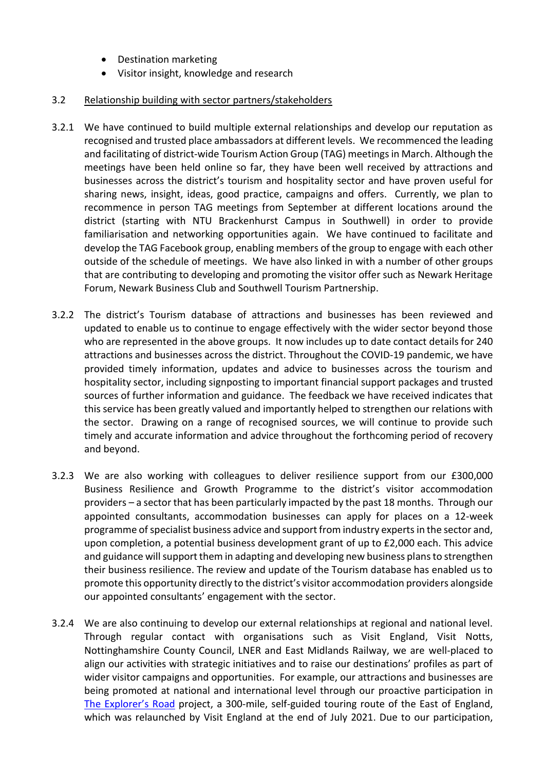- Destination marketing
- Visitor insight, knowledge and research

3.2 Relationship building with sector partners/stakeholders

3.2.1 We have continued to build multiple external relationships and develop our reputation as recognised and trusted place ambassadors at different levels. We recommenced the leading and facilitating of district-wide Tourism Action Group (TAG) meetings in March. Although the meetings have been held online so far, they have been well received by attractions and businesses across the district's tourism and hospitality sector and have proven useful for sharing news, insight, ideas, good practice, campaigns and offers. Currently, we plan to recommence in person TAG meetings from September at different locations around the district (starting with NTU Brackenhurst Campus in Southwell) in order to provide familiarisation and networking opportunities again. We have continued to facilitate and develop the TAG Facebook group, enabling members of the group to engage with each other outside of the schedule of meetings. We have also linked in with a number of other groups that are contributing to developing and promoting the visitor offer such as Newark Heritage Forum, Newark Business Club and Southwell Tourism Partnership.

3.2.2 The district's Tourism database of attractions and businesses has been reviewed and updated to enable us to continue to engage effectively with the wider sector beyond those who are represented in the above groups. It now includes up to date contact details for 240 attractions and businesses across the district. Throughout the COVID-19 pandemic, we have provided timely information, updates and advice to businesses across the tourism and hospitality sector, including signposting to important financial support packages and trusted sources of further information and guidance. The feedback we have received indicates that this service has been greatly valued and importantly helped to strengthen our relations with the sector. Drawing on a range of recognised sources, we will continue to provide such timely and accurate information and advice throughout the forthcoming period of recovery and beyond.

3.2.3 We are also working with colleagues to deliver resilience support from our £300,000 Business Resilience and Growth Programme to the district's visitor accommodation providers – a sector that has been particularly impacted by the past 18 months. Through our appointed consultants, accommodation businesses can apply for places on a 12-week programme of specialist business advice and support from industry experts in the sector and, upon completion, a potential business development grant of up to £2,000 each. This advice and guidance will support them in adapting and developing new business plans to strengthen their business resilience. The review and update of the Tourism database has enabled us to promote this opportunity directly to the district's visitor accommodation providers alongside our appointed consultants' engagement with the sector.

3.2.4 We are also continuing to develop our external relationships at regional and national level. Through regular contact with organisations such as Visit England, Visit Notts, Nottinghamshire County Council, LNER and East Midlands Railway, we are well-placed to align our activities with strategic initiatives and to raise our destinations' profiles as part of wider visitor campaigns and opportunities. For example, our attractions and businesses are being promoted at national and international level through our proactive participation in The Explorer's Road project, a 300-mile, self-guided touring route of the East of England, which was relaunched by Visit England at the end of July 2021. Due to our participation,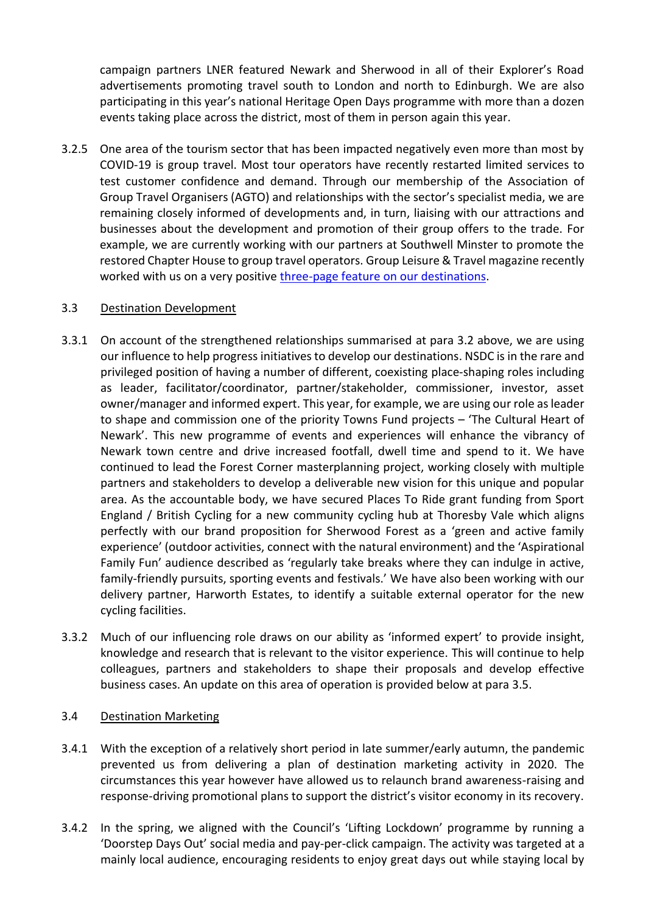campaign partners LNER featured Newark and Sherwood in all of their Explorer's Road advertisements promoting travel south to London and north to Edinburgh. We are also participating in this year's national Heritage Open Days programme with more than a dozen events taking place across the district, most of them in person again this year.

3.2.5 One area of the tourism sector that has been impacted negatively even more than most by COVID-19 is group travel. Most tour operators have recently restarted limited services to test customer confidence and demand. Through our membership of the Association of Group Travel Organisers (AGTO) and relationships with the sector's specialist media, we are remaining closely informed of developments and, in turn, liaising with our attractions and businesses about the development and promotion of their group offers to the trade. For example, we are currently working with our partners at Southwell Minster to promote the restored Chapter House to group travel operators. Group Leisure & Travel magazine recently worked with us on a very positive three-page feature on our destinations.

### 3.3 Destination Development

3.3.1 On account of the strengthened relationships summarised at para 3.2 above, we are using our influence to help progress initiatives to develop our destinations. NSDC is in the rare and privileged position of having a number of different, coexisting place-shaping roles including as leader, facilitator/coordinator, partner/stakeholder, commissioner, investor, asset owner/manager and informed expert. This year, for example, we are using our role as leader to shape and commission one of the priority Towns Fund projects – 'The Cultural Heart of Newark'. This new programme of events and experiences will enhance the vibrancy of Newark town centre and drive increased footfall, dwell time and spend to it. We have continued to lead the Forest Corner masterplanning project, working closely with multiple partners and stakeholders to develop a deliverable new vision for this unique and popular area. As the accountable body, we have secured Places To Ride grant funding from Sport England / British Cycling for a new community cycling hub at Thoresby Vale which aligns perfectly with our brand proposition for Sherwood Forest as a 'green and active family experience' (outdoor activities, connect with the natural environment) and the 'Aspirational Family Fun' audience described as 'regularly take breaks where they can indulge in active, family-friendly pursuits, sporting events and festivals.' We have also been working with our delivery partner, Harworth Estates, to identify a suitable external operator for the new cycling facilities.

3.3.2 Much of our influencing role draws on our ability as 'informed expert' to provide insight, knowledge and research that is relevant to the visitor experience. This will continue to help colleagues, partners and stakeholders to shape their proposals and develop effective business cases. An update on this area of operation is provided below at para 3.5.

### 3.4 Destination Marketing

3.4.1 With the exception of a relatively short period in late summer/early autumn, the pandemic prevented us from delivering a plan of destination marketing activity in 2020. The circumstances this year however have allowed us to relaunch brand awareness-raising and response-driving promotional plans to support the district's visitor economy in its recovery.

3.4.2 In the spring, we aligned with the Council's 'Lifting Lockdown' programme by running a 'Doorstep Days Out' social media and pay-per-click campaign. The activity was targeted at a mainly local audience, encouraging residents to enjoy great days out while staying local by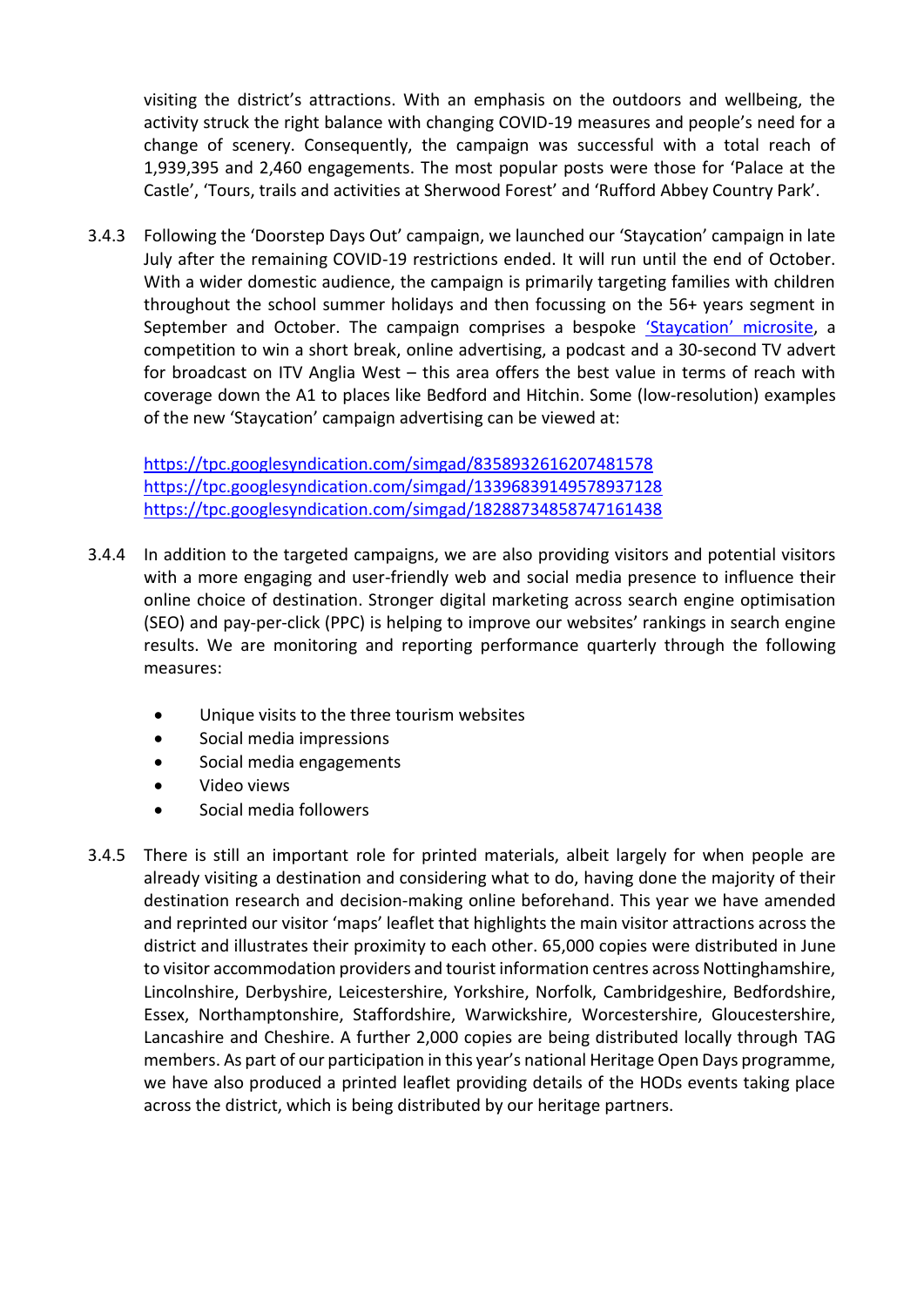visiting the district's attractions. With an emphasis on the outdoors and wellbeing, the activity struck the right balance with changing COVID-19 measures and people's need for a change of scenery. Consequently, the campaign was successful with a total reach of 1,939,395 and 2,460 engagements. The most popular posts were those for 'Palace at the Castle', 'Tours, trails and activities at Sherwood Forest' and 'Rufford Abbey Country Park'.

3.4.3 Following the 'Doorstep Days Out' campaign, we launched our 'Staycation' campaign in late July after the remaining COVID-19 restrictions ended. It will run until the end of October. With a wider domestic audience, the campaign is primarily targeting families with children throughout the school summer holidays and then focussing on the 56+ years segment in September and October. The campaign comprises a bespoke 'Staycation' microsite, a competition to win a short break, online advertising, a podcast and a 30-second TV advert for broadcast on ITV Anglia West – this area offers the best value in terms of reach with coverage down the A1 to places like Bedford and Hitchin. Some (low-resolution) examples of the new 'Staycation' campaign advertising can be viewed at:

https://tpc.googlesyndication.com/simgad/8358932616207481578
https://tpc.googlesyndication.com/simgad/13396839149578937128
https://tpc.googlesyndication.com/simgad/18288734858747161438

3.4.4 In addition to the targeted campaigns, we are also providing visitors and potential visitors with a more engaging and user-friendly web and social media presence to influence their online choice of destination. Stronger digital marketing across search engine optimisation (SEO) and pay-per-click (PPC) is helping to improve our websites' rankings in search engine results. We are monitoring and reporting performance quarterly through the following measures:

- Unique visits to the three tourism websites
- Social media impressions
- Social media engagements
- Video views
- Social media followers

3.4.5 There is still an important role for printed materials, albeit largely for when people are already visiting a destination and considering what to do, having done the majority of their destination research and decision-making online beforehand. This year we have amended and reprinted our visitor 'maps' leaflet that highlights the main visitor attractions across the district and illustrates their proximity to each other. 65,000 copies were distributed in June to visitor accommodation providers and tourist information centres across Nottinghamshire, Lincolnshire, Derbyshire, Leicestershire, Yorkshire, Norfolk, Cambridgeshire, Bedfordshire, Essex, Northamptonshire, Staffordshire, Warwickshire, Worcestershire, Gloucestershire, Lancashire and Cheshire. A further 2,000 copies are being distributed locally through TAG members. As part of our participation in this year's national Heritage Open Days programme, we have also produced a printed leaflet providing details of the HODs events taking place across the district, which is being distributed by our heritage partners.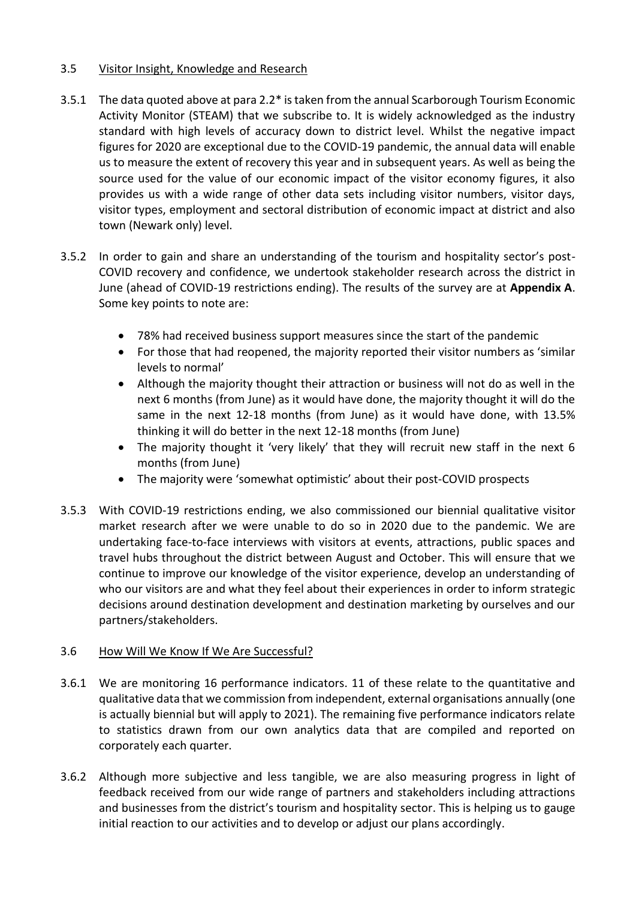### 3.5 Visitor Insight, Knowledge and Research

3.5.1 The data quoted above at para 2.2* is taken from the annual Scarborough Tourism Economic Activity Monitor (STEAM) that we subscribe to. It is widely acknowledged as the industry standard with high levels of accuracy down to district level. Whilst the negative impact figures for 2020 are exceptional due to the COVID-19 pandemic, the annual data will enable us to measure the extent of recovery this year and in subsequent years. As well as being the source used for the value of our economic impact of the visitor economy figures, it also provides us with a wide range of other data sets including visitor numbers, visitor days, visitor types, employment and sectoral distribution of economic impact at district and also town (Newark only) level.

3.5.2 In order to gain and share an understanding of the tourism and hospitality sector's post-COVID recovery and confidence, we undertook stakeholder research across the district in June (ahead of COVID-19 restrictions ending). The results of the survey are at **Appendix A**. Some key points to note are:

- 78% had received business support measures since the start of the pandemic
- For those that had reopened, the majority reported their visitor numbers as 'similar levels to normal'
- Although the majority thought their attraction or business will not do as well in the next 6 months (from June) as it would have done, the majority thought it will do the same in the next 12-18 months (from June) as it would have done, with 13.5% thinking it will do better in the next 12-18 months (from June)
- The majority thought it 'very likely' that they will recruit new staff in the next 6 months (from June)
- The majority were 'somewhat optimistic' about their post-COVID prospects

3.5.3 With COVID-19 restrictions ending, we also commissioned our biennial qualitative visitor market research after we were unable to do so in 2020 due to the pandemic. We are undertaking face-to-face interviews with visitors at events, attractions, public spaces and travel hubs throughout the district between August and October. This will ensure that we continue to improve our knowledge of the visitor experience, develop an understanding of who our visitors are and what they feel about their experiences in order to inform strategic decisions around destination development and destination marketing by ourselves and our partners/stakeholders.

### 3.6 How Will We Know If We Are Successful?

3.6.1 We are monitoring 16 performance indicators. 11 of these relate to the quantitative and qualitative data that we commission from independent, external organisations annually (one is actually biennial but will apply to 2021). The remaining five performance indicators relate to statistics drawn from our own analytics data that are compiled and reported on corporately each quarter.

3.6.2 Although more subjective and less tangible, we are also measuring progress in light of feedback received from our wide range of partners and stakeholders including attractions and businesses from the district's tourism and hospitality sector. This is helping us to gauge initial reaction to our activities and to develop or adjust our plans accordingly.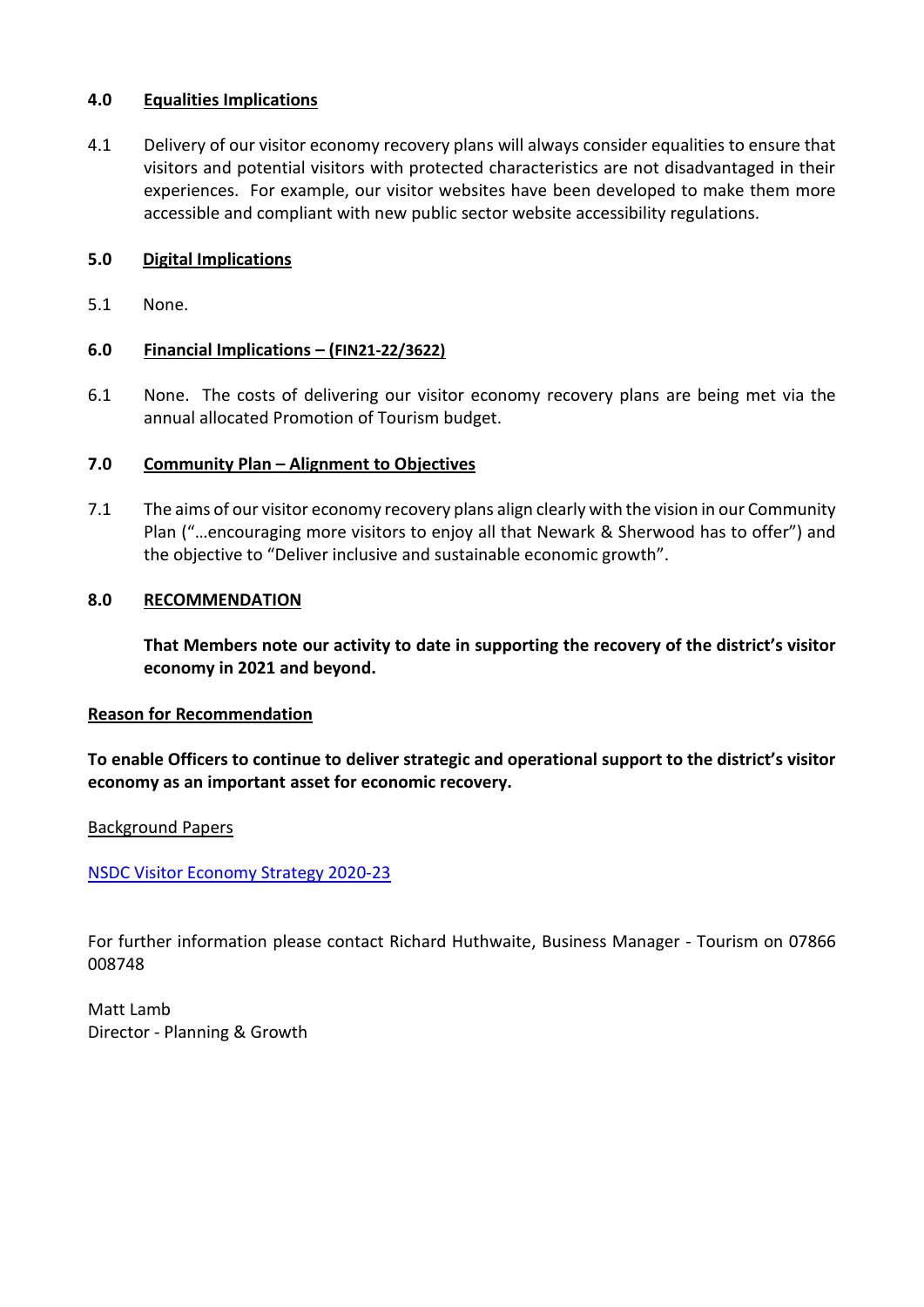## 4.0 Equalities Implications

4.1 Delivery of our visitor economy recovery plans will always consider equalities to ensure that visitors and potential visitors with protected characteristics are not disadvantaged in their experiences. For example, our visitor websites have been developed to make them more accessible and compliant with new public sector website accessibility regulations.

## 5.0 Digital Implications

5.1 None.

## 6.0 Financial Implications – (FIN21-22/3622)

6.1 None. The costs of delivering our visitor economy recovery plans are being met via the annual allocated Promotion of Tourism budget.

## 7.0 Community Plan – Alignment to Objectives

7.1 The aims of our visitor economy recovery plans align clearly with the vision in our Community Plan ("…encouraging more visitors to enjoy all that Newark & Sherwood has to offer") and the objective to "Deliver inclusive and sustainable economic growth".

## 8.0 RECOMMENDATION

**That Members note our activity to date in supporting the recovery of the district's visitor economy in 2021 and beyond.**

**Reason for Recommendation**

**To enable Officers to continue to deliver strategic and operational support to the district's visitor economy as an important asset for economic recovery.**

Background Papers

NSDC Visitor Economy Strategy 2020-23

For further information please contact Richard Huthwaite, Business Manager - Tourism on 07866 008748

Matt Lamb
Director - Planning & Growth